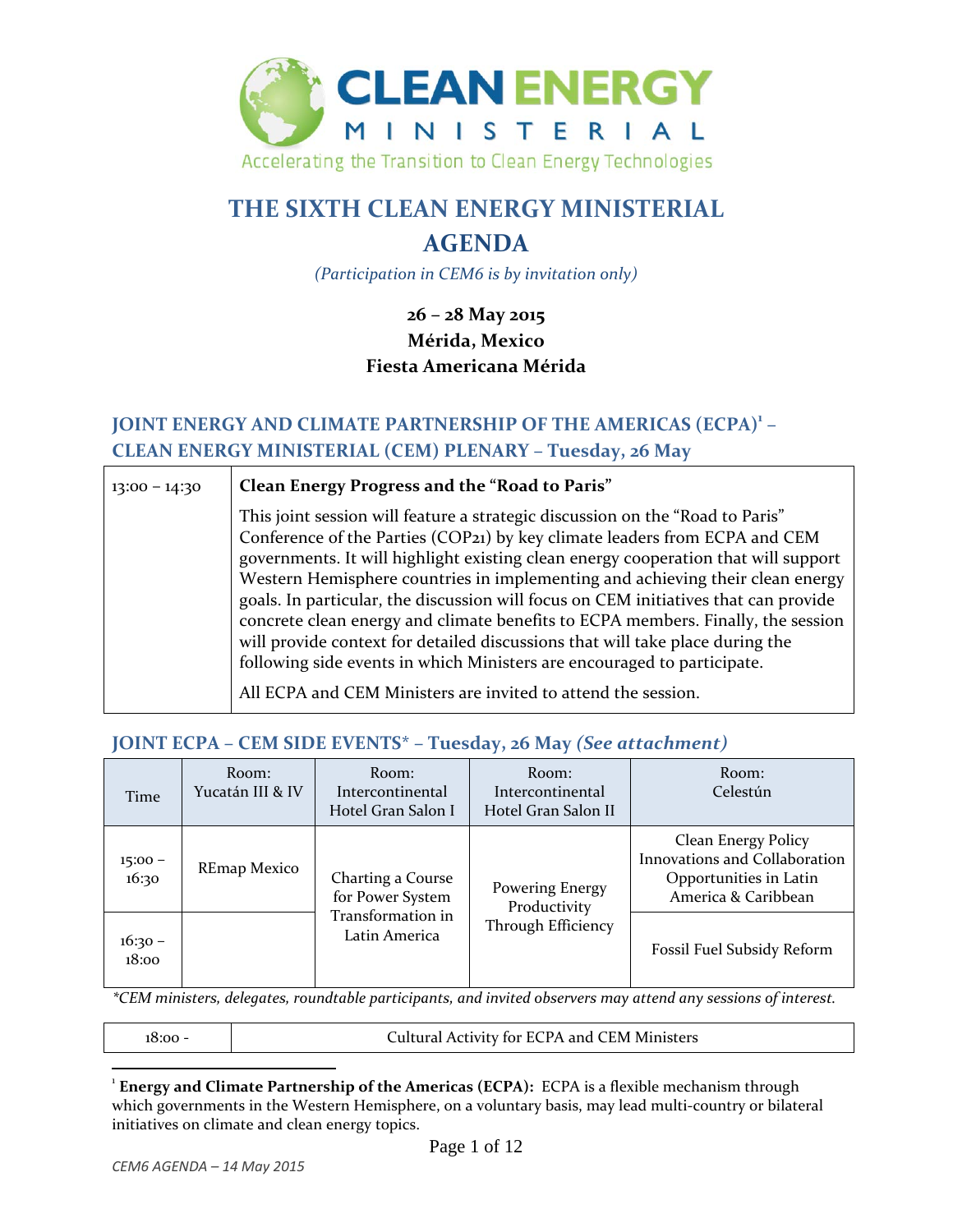CLEAN ENERGY MINISTERIAL

Accelerating the Transition to Clean Energy Technologies

# THE SIXTH CLEAN ENERGY MINISTERIAL AGENDA

*(Participation in CEM6 is by invitation only)*

**26 – 28 May 2015**
**Mérida, Mexico**
**Fiesta Americana Mérida**

## JOINT ENERGY AND CLIMATE PARTNERSHIP OF THE AMERICAS (ECPA)[1] – CLEAN ENERGY MINISTERIAL (CEM) PLENARY – Tuesday, 26 May

| | |
|---|---|
| 13:00 – 14:30 | **Clean Energy Progress and the "Road to Paris"**<br><br>This joint session will feature a strategic discussion on the "Road to Paris" Conference of the Parties (COP21) by key climate leaders from ECPA and CEM governments. It will highlight existing clean energy cooperation that will support Western Hemisphere countries in implementing and achieving their clean energy goals. In particular, the discussion will focus on CEM initiatives that can provide concrete clean energy and climate benefits to ECPA members. Finally, the session will provide context for detailed discussions that will take place during the following side events in which Ministers are encouraged to participate.<br><br>All ECPA and CEM Ministers are invited to attend the session. |

## JOINT ECPA – CEM SIDE EVENTS* – Tuesday, 26 May *(See attachment)*

| Time | Room: Yucatán III & IV | Room: Intercontinental Hotel Gran Salon I | Room: Intercontinental Hotel Gran Salon II | Room: Celestún |
|---|---|---|---|---|
| 15:00 – 16:30 | REmap Mexico | Charting a Course for Power System Transformation in Latin America | Powering Energy Productivity Through Efficiency | Clean Energy Policy Innovations and Collaboration Opportunities in Latin America & Caribbean |
| 16:30 – 18:00 | | | | Fossil Fuel Subsidy Reform |

*\*CEM ministers, delegates, roundtable participants, and invited observers may attend any sessions of interest.*

| | |
|---|---|
| 18:00 - | Cultural Activity for ECPA and CEM Ministers |

[1] **Energy and Climate Partnership of the Americas (ECPA):** ECPA is a flexible mechanism through which governments in the Western Hemisphere, on a voluntary basis, may lead multi-country or bilateral initiatives on climate and clean energy topics.

*CEM6 AGENDA – 14 May 2015*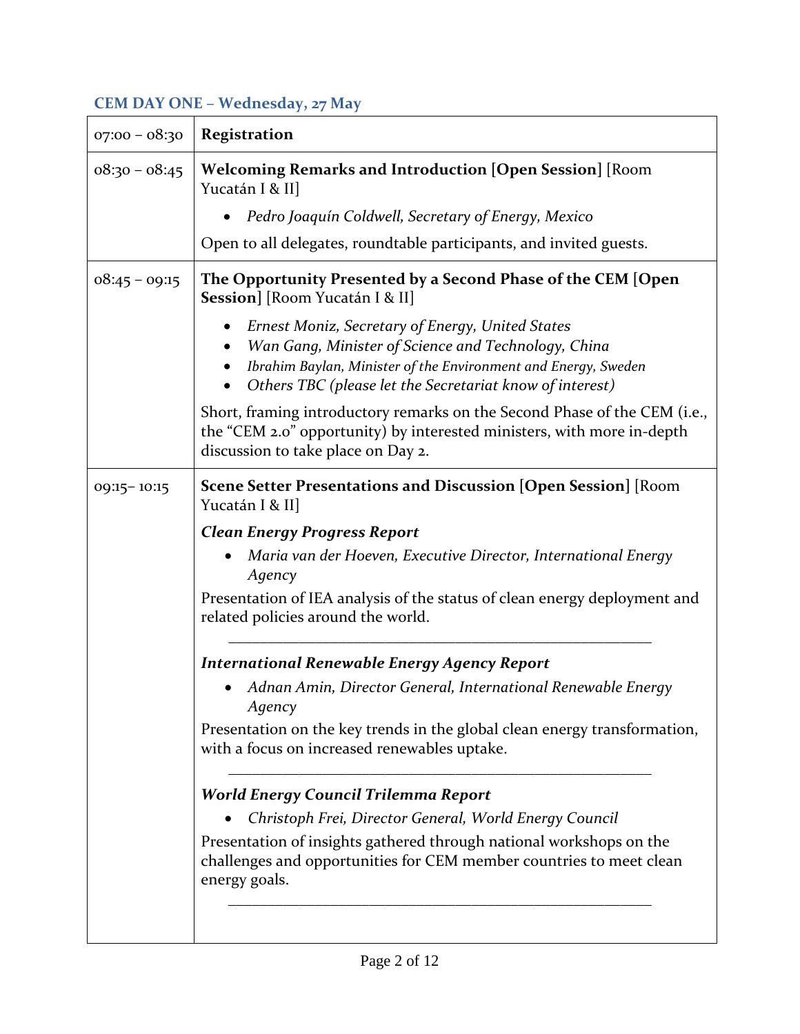## CEM DAY ONE – Wednesday, 27 May

| | |
|---|---|
| 07:00 – 08:30 | **Registration** |
| 08:30 – 08:45 | **Welcoming Remarks and Introduction** [**Open Session**] [Room Yucatán I & II]<br>• *Pedro Joaquín Coldwell, Secretary of Energy, Mexico*<br>Open to all delegates, roundtable participants, and invited guests. |
| 08:45 – 09:15 | **The Opportunity Presented by a Second Phase of the CEM [Open Session]** [Room Yucatán I & II]<br>• *Ernest Moniz, Secretary of Energy, United States*<br>• *Wan Gang, Minister of Science and Technology, China*<br>• *Ibrahim Baylan, Minister of the Environment and Energy, Sweden*<br>• *Others TBC (please let the Secretariat know of interest)*<br>Short, framing introductory remarks on the Second Phase of the CEM (i.e., the "CEM 2.0" opportunity) by interested ministers, with more in-depth discussion to take place on Day 2. |
| 09:15– 10:15 | **Scene Setter Presentations and Discussion [Open Session]** [Room Yucatán I & II]<br>***Clean Energy Progress Report***<br>• *Maria van der Hoeven, Executive Director, International Energy Agency*<br>Presentation of IEA analysis of the status of clean energy deployment and related policies around the world.<br>___<br>***International Renewable Energy Agency Report***<br>• *Adnan Amin, Director General, International Renewable Energy Agency*<br>Presentation on the key trends in the global clean energy transformation, with a focus on increased renewables uptake.<br>___<br>***World Energy Council Trilemma Report***<br>• *Christoph Frei, Director General, World Energy Council*<br>Presentation of insights gathered through national workshops on the challenges and opportunities for CEM member countries to meet clean energy goals.<br>___ |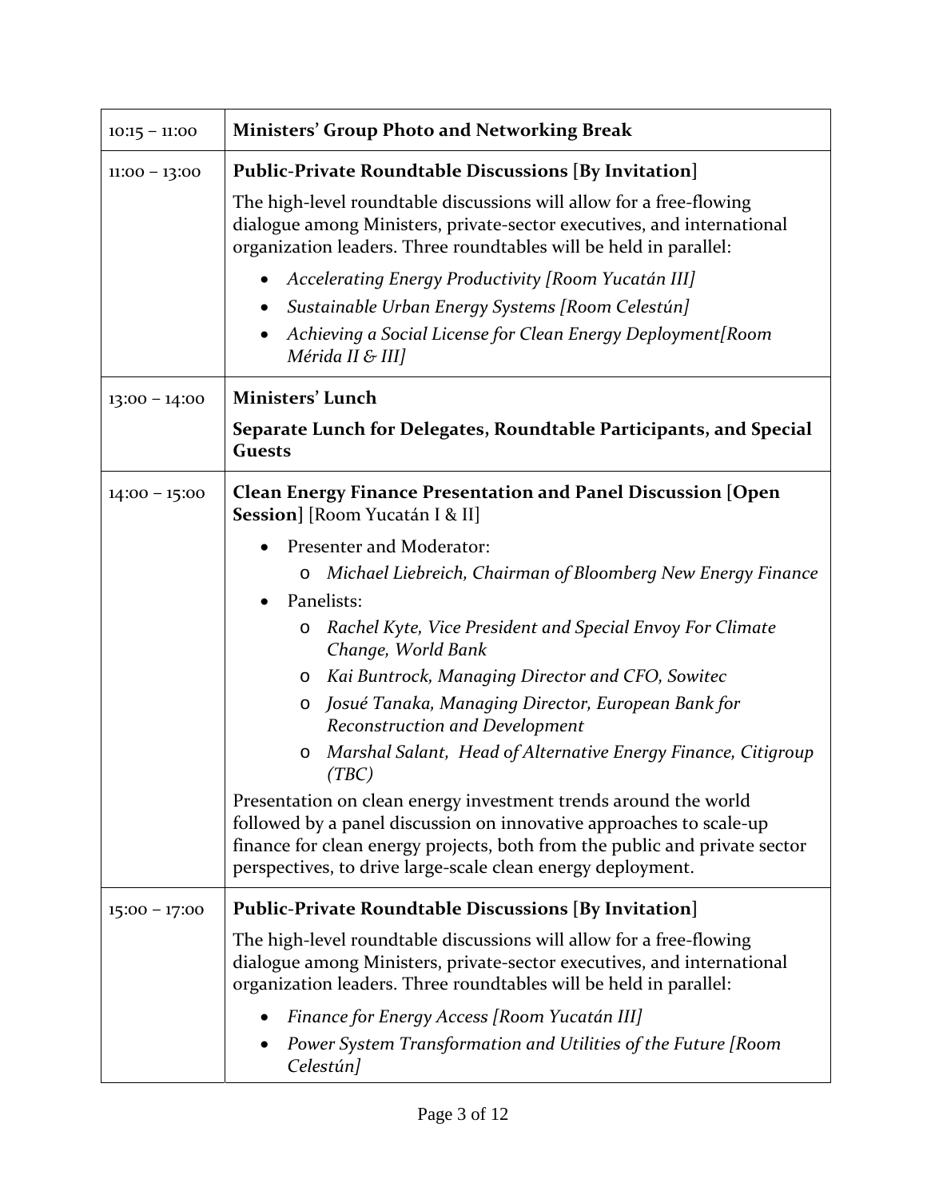| | |
|---|---|
| 10:15 – 11:00 | **Ministers' Group Photo and Networking Break** |
| 11:00 – 13:00 | **Public-Private Roundtable Discussions [By Invitation]**<br><br>The high-level roundtable discussions will allow for a free-flowing dialogue among Ministers, private-sector executives, and international organization leaders. Three roundtables will be held in parallel:<br><br>• *Accelerating Energy Productivity [Room Yucatán III]*<br>• *Sustainable Urban Energy Systems [Room Celestún]*<br>• *Achieving a Social License for Clean Energy Deployment[Room Mérida II & III]* |
| 13:00 – 14:00 | **Ministers' Lunch**<br><br>**Separate Lunch for Delegates, Roundtable Participants, and Special Guests** |
| 14:00 – 15:00 | **Clean Energy Finance Presentation and Panel Discussion [Open Session]** [Room Yucatán I & II]<br><br>• Presenter and Moderator:<br>  ○ *Michael Liebreich, Chairman of Bloomberg New Energy Finance*<br>• Panelists:<br>  ○ *Rachel Kyte, Vice President and Special Envoy For Climate Change, World Bank*<br>  ○ *Kai Buntrock, Managing Director and CFO, Sowitec*<br>  ○ *Josué Tanaka, Managing Director, European Bank for Reconstruction and Development*<br>  ○ *Marshal Salant, Head of Alternative Energy Finance, Citigroup (TBC)*<br><br>Presentation on clean energy investment trends around the world followed by a panel discussion on innovative approaches to scale-up finance for clean energy projects, both from the public and private sector perspectives, to drive large-scale clean energy deployment. |
| 15:00 – 17:00 | **Public-Private Roundtable Discussions [By Invitation]**<br><br>The high-level roundtable discussions will allow for a free-flowing dialogue among Ministers, private-sector executives, and international organization leaders. Three roundtables will be held in parallel:<br><br>• *Finance for Energy Access [Room Yucatán III]*<br>• *Power System Transformation and Utilities of the Future [Room Celestún]* |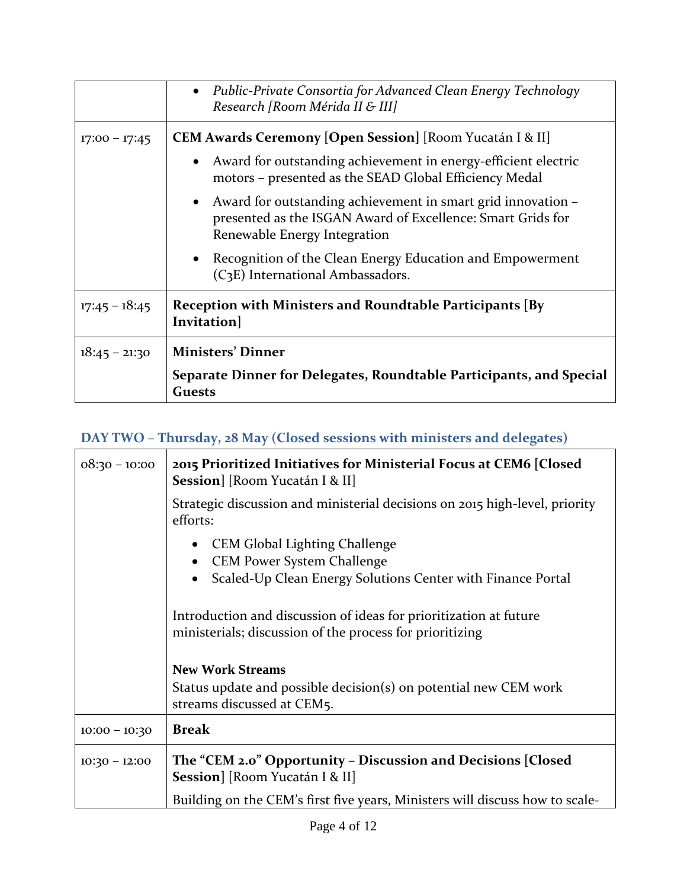| | |
|---|---|
| | • *Public-Private Consortia for Advanced Clean Energy Technology Research [Room Mérida II & III]* |
| 17:00 – 17:45 | **CEM Awards Ceremony [Open Session]** [Room Yucatán I & II]<br>• Award for outstanding achievement in energy-efficient electric motors – presented as the SEAD Global Efficiency Medal<br>• Award for outstanding achievement in smart grid innovation – presented as the ISGAN Award of Excellence: Smart Grids for Renewable Energy Integration<br>• Recognition of the Clean Energy Education and Empowerment (C3E) International Ambassadors. |
| 17:45 – 18:45 | **Reception with Ministers and Roundtable Participants [By Invitation]** |
| 18:45 – 21:30 | **Ministers' Dinner**<br>**Separate Dinner for Delegates, Roundtable Participants, and Special Guests** |

### DAY TWO – Thursday, 28 May (Closed sessions with ministers and delegates)

| | |
|---|---|
| 08:30 – 10:00 | **2015 Prioritized Initiatives for Ministerial Focus at CEM6 [Closed Session]** [Room Yucatán I & II]<br>Strategic discussion and ministerial decisions on 2015 high-level, priority efforts:<br>• CEM Global Lighting Challenge<br>• CEM Power System Challenge<br>• Scaled-Up Clean Energy Solutions Center with Finance Portal<br><br>Introduction and discussion of ideas for prioritization at future ministerials; discussion of the process for prioritizing<br><br>**New Work Streams**<br>Status update and possible decision(s) on potential new CEM work streams discussed at CEM5. |
| 10:00 – 10:30 | **Break** |
| 10:30 – 12:00 | **The "CEM 2.0" Opportunity – Discussion and Decisions [Closed Session]** [Room Yucatán I & II]<br>Building on the CEM's first five years, Ministers will discuss how to scale- |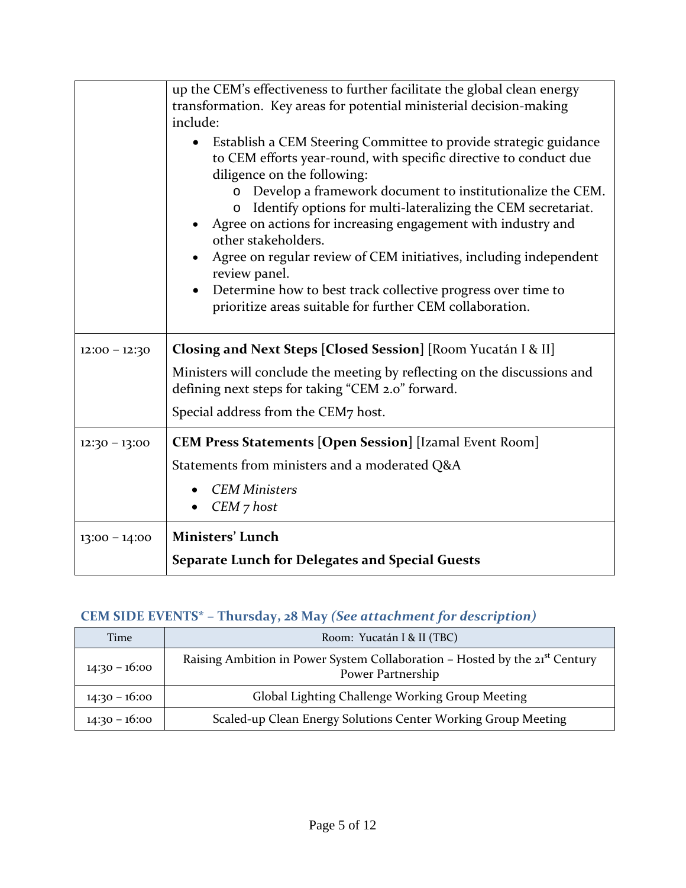| | |
|---|---|
| | up the CEM's effectiveness to further facilitate the global clean energy transformation. Key areas for potential ministerial decision-making include:<br>• Establish a CEM Steering Committee to provide strategic guidance to CEM efforts year-round, with specific directive to conduct due diligence on the following:<br>  o Develop a framework document to institutionalize the CEM.<br>  o Identify options for multi-lateralizing the CEM secretariat.<br>• Agree on actions for increasing engagement with industry and other stakeholders.<br>• Agree on regular review of CEM initiatives, including independent review panel.<br>• Determine how to best track collective progress over time to prioritize areas suitable for further CEM collaboration. |
| 12:00 – 12:30 | **Closing and Next Steps [Closed Session]** [Room Yucatán I & II]<br>Ministers will conclude the meeting by reflecting on the discussions and defining next steps for taking "CEM 2.0" forward.<br>Special address from the CEM7 host. |
| 12:30 – 13:00 | **CEM Press Statements [Open Session]** [Izamal Event Room]<br>Statements from ministers and a moderated Q&A<br>• *CEM Ministers*<br>• *CEM 7 host* |
| 13:00 – 14:00 | **Ministers' Lunch**<br>**Separate Lunch for Delegates and Special Guests** |

## CEM SIDE EVENTS* – Thursday, 28 May *(See attachment for description)*

| Time | Room: Yucatán I & II (TBC) |
|---|---|
| 14:30 – 16:00 | Raising Ambition in Power System Collaboration – Hosted by the 21st Century Power Partnership |
| 14:30 – 16:00 | Global Lighting Challenge Working Group Meeting |
| 14:30 – 16:00 | Scaled-up Clean Energy Solutions Center Working Group Meeting |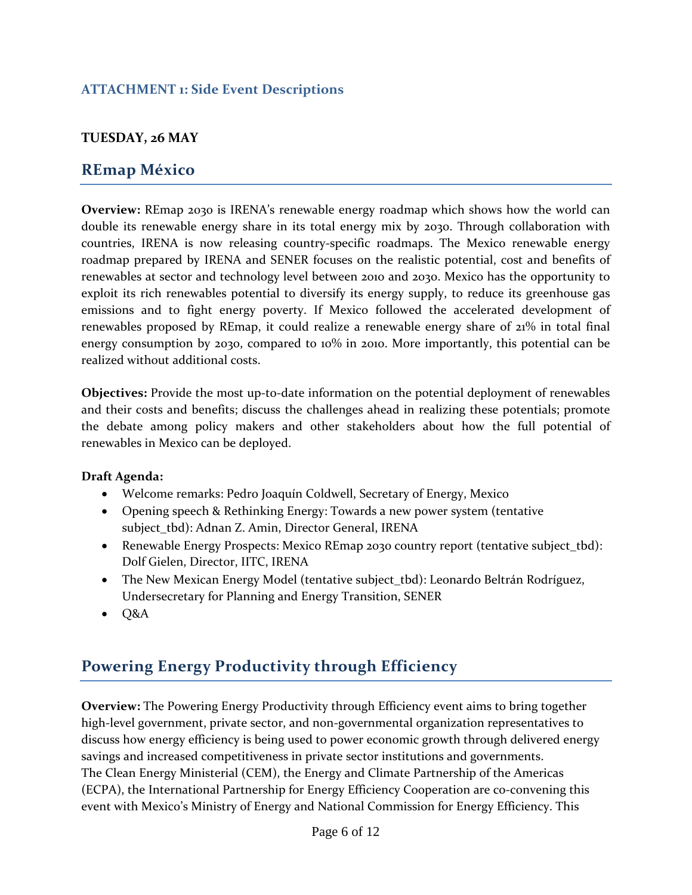### ATTACHMENT 1: Side Event Descriptions

**TUESDAY, 26 MAY**

## REmap México

**Overview:** REmap 2030 is IRENA's renewable energy roadmap which shows how the world can double its renewable energy share in its total energy mix by 2030. Through collaboration with countries, IRENA is now releasing country-specific roadmaps. The Mexico renewable energy roadmap prepared by IRENA and SENER focuses on the realistic potential, cost and benefits of renewables at sector and technology level between 2010 and 2030. Mexico has the opportunity to exploit its rich renewables potential to diversify its energy supply, to reduce its greenhouse gas emissions and to fight energy poverty. If Mexico followed the accelerated development of renewables proposed by REmap, it could realize a renewable energy share of 21% in total final energy consumption by 2030, compared to 10% in 2010. More importantly, this potential can be realized without additional costs.

**Objectives:** Provide the most up-to-date information on the potential deployment of renewables and their costs and benefits; discuss the challenges ahead in realizing these potentials; promote the debate among policy makers and other stakeholders about how the full potential of renewables in Mexico can be deployed.

**Draft Agenda:**

- Welcome remarks: Pedro Joaquín Coldwell, Secretary of Energy, Mexico
- Opening speech & Rethinking Energy: Towards a new power system (tentative subject_tbd): Adnan Z. Amin, Director General, IRENA
- Renewable Energy Prospects: Mexico REmap 2030 country report (tentative subject_tbd): Dolf Gielen, Director, IITC, IRENA
- The New Mexican Energy Model (tentative subject_tbd): Leonardo Beltrán Rodríguez, Undersecretary for Planning and Energy Transition, SENER
- Q&A

## Powering Energy Productivity through Efficiency

**Overview:** The Powering Energy Productivity through Efficiency event aims to bring together high-level government, private sector, and non-governmental organization representatives to discuss how energy efficiency is being used to power economic growth through delivered energy savings and increased competitiveness in private sector institutions and governments. The Clean Energy Ministerial (CEM), the Energy and Climate Partnership of the Americas (ECPA), the International Partnership for Energy Efficiency Cooperation are co-convening this event with Mexico's Ministry of Energy and National Commission for Energy Efficiency. This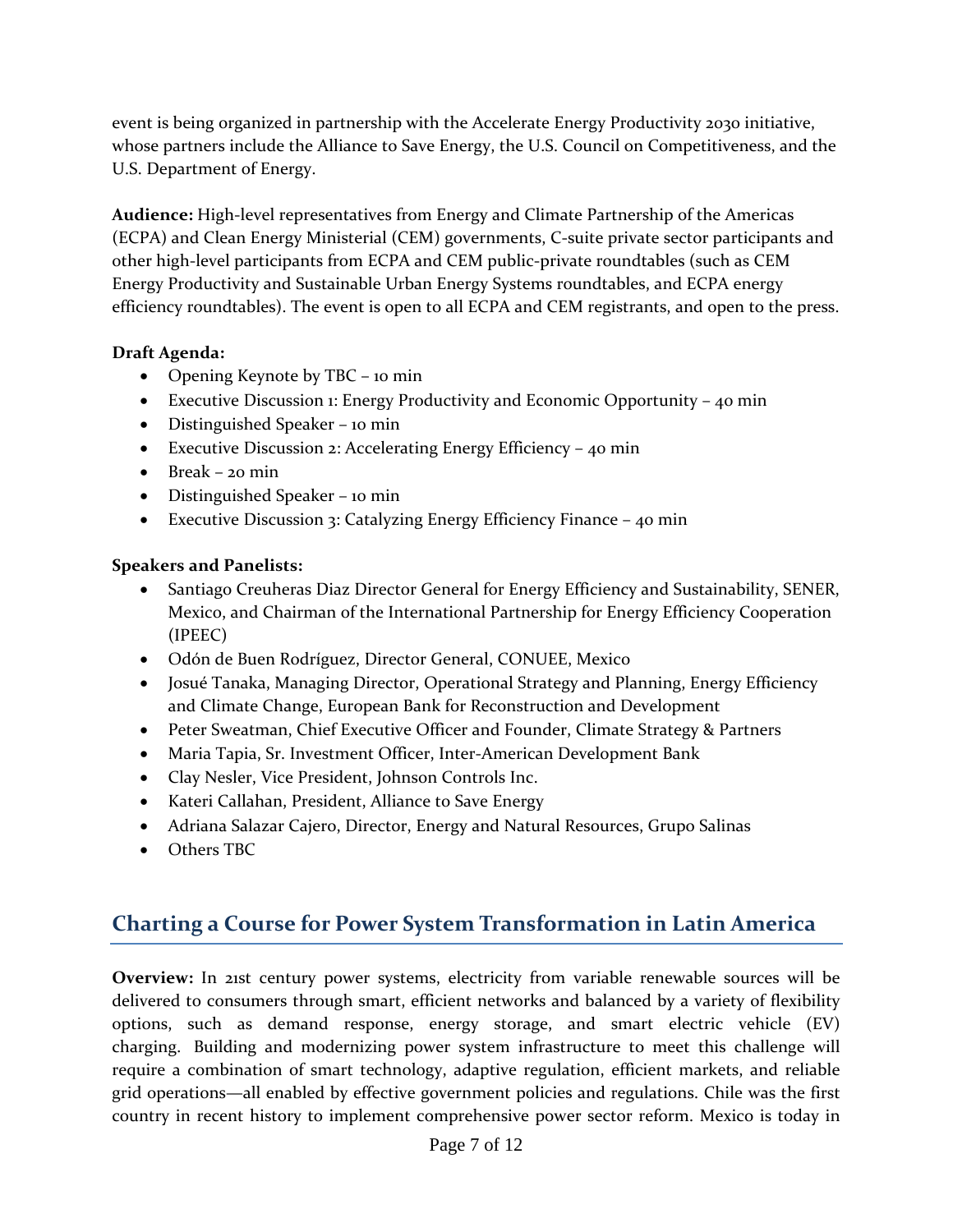event is being organized in partnership with the Accelerate Energy Productivity 2030 initiative, whose partners include the Alliance to Save Energy, the U.S. Council on Competitiveness, and the U.S. Department of Energy.

**Audience:** High-level representatives from Energy and Climate Partnership of the Americas (ECPA) and Clean Energy Ministerial (CEM) governments, C-suite private sector participants and other high-level participants from ECPA and CEM public-private roundtables (such as CEM Energy Productivity and Sustainable Urban Energy Systems roundtables, and ECPA energy efficiency roundtables). The event is open to all ECPA and CEM registrants, and open to the press.

**Draft Agenda:**

- Opening Keynote by TBC – 10 min
- Executive Discussion 1: Energy Productivity and Economic Opportunity – 40 min
- Distinguished Speaker – 10 min
- Executive Discussion 2: Accelerating Energy Efficiency – 40 min
- Break – 20 min
- Distinguished Speaker – 10 min
- Executive Discussion 3: Catalyzing Energy Efficiency Finance – 40 min

**Speakers and Panelists:**

- Santiago Creuheras Diaz Director General for Energy Efficiency and Sustainability, SENER, Mexico, and Chairman of the International Partnership for Energy Efficiency Cooperation (IPEEC)
- Odón de Buen Rodríguez, Director General, CONUEE, Mexico
- Josué Tanaka, Managing Director, Operational Strategy and Planning, Energy Efficiency and Climate Change, European Bank for Reconstruction and Development
- Peter Sweatman, Chief Executive Officer and Founder, Climate Strategy & Partners
- Maria Tapia, Sr. Investment Officer, Inter-American Development Bank
- Clay Nesler, Vice President, Johnson Controls Inc.
- Kateri Callahan, President, Alliance to Save Energy
- Adriana Salazar Cajero, Director, Energy and Natural Resources, Grupo Salinas
- Others TBC

## Charting a Course for Power System Transformation in Latin America

**Overview:** In 21st century power systems, electricity from variable renewable sources will be delivered to consumers through smart, efficient networks and balanced by a variety of flexibility options, such as demand response, energy storage, and smart electric vehicle (EV) charging. Building and modernizing power system infrastructure to meet this challenge will require a combination of smart technology, adaptive regulation, efficient markets, and reliable grid operations—all enabled by effective government policies and regulations. Chile was the first country in recent history to implement comprehensive power sector reform. Mexico is today in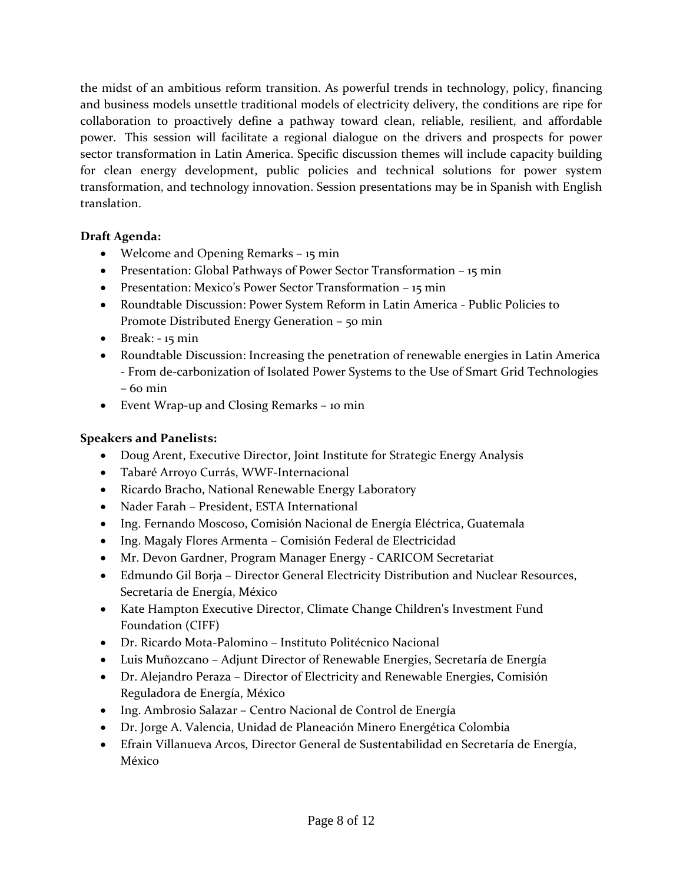the midst of an ambitious reform transition. As powerful trends in technology, policy, financing and business models unsettle traditional models of electricity delivery, the conditions are ripe for collaboration to proactively define a pathway toward clean, reliable, resilient, and affordable power. This session will facilitate a regional dialogue on the drivers and prospects for power sector transformation in Latin America. Specific discussion themes will include capacity building for clean energy development, public policies and technical solutions for power system transformation, and technology innovation. Session presentations may be in Spanish with English translation.

**Draft Agenda:**

- Welcome and Opening Remarks – 15 min
- Presentation: Global Pathways of Power Sector Transformation – 15 min
- Presentation: Mexico's Power Sector Transformation – 15 min
- Roundtable Discussion: Power System Reform in Latin America - Public Policies to Promote Distributed Energy Generation – 50 min
- Break: - 15 min
- Roundtable Discussion: Increasing the penetration of renewable energies in Latin America - From de-carbonization of Isolated Power Systems to the Use of Smart Grid Technologies – 60 min
- Event Wrap-up and Closing Remarks – 10 min

**Speakers and Panelists:**

- Doug Arent, Executive Director, Joint Institute for Strategic Energy Analysis
- Tabaré Arroyo Currás, WWF-Internacional
- Ricardo Bracho, National Renewable Energy Laboratory
- Nader Farah – President, ESTA International
- Ing. Fernando Moscoso, Comisión Nacional de Energía Eléctrica, Guatemala
- Ing. Magaly Flores Armenta – Comisión Federal de Electricidad
- Mr. Devon Gardner, Program Manager Energy - CARICOM Secretariat
- Edmundo Gil Borja – Director General Electricity Distribution and Nuclear Resources, Secretaría de Energía, México
- Kate Hampton Executive Director, Climate Change Children's Investment Fund Foundation (CIFF)
- Dr. Ricardo Mota-Palomino – Instituto Politécnico Nacional
- Luis Muñozcano – Adjunt Director of Renewable Energies, Secretaría de Energía
- Dr. Alejandro Peraza – Director of Electricity and Renewable Energies, Comisión Reguladora de Energía, México
- Ing. Ambrosio Salazar – Centro Nacional de Control de Energía
- Dr. Jorge A. Valencia, Unidad de Planeación Minero Energética Colombia
- Efrain Villanueva Arcos, Director General de Sustentabilidad en Secretaría de Energía, México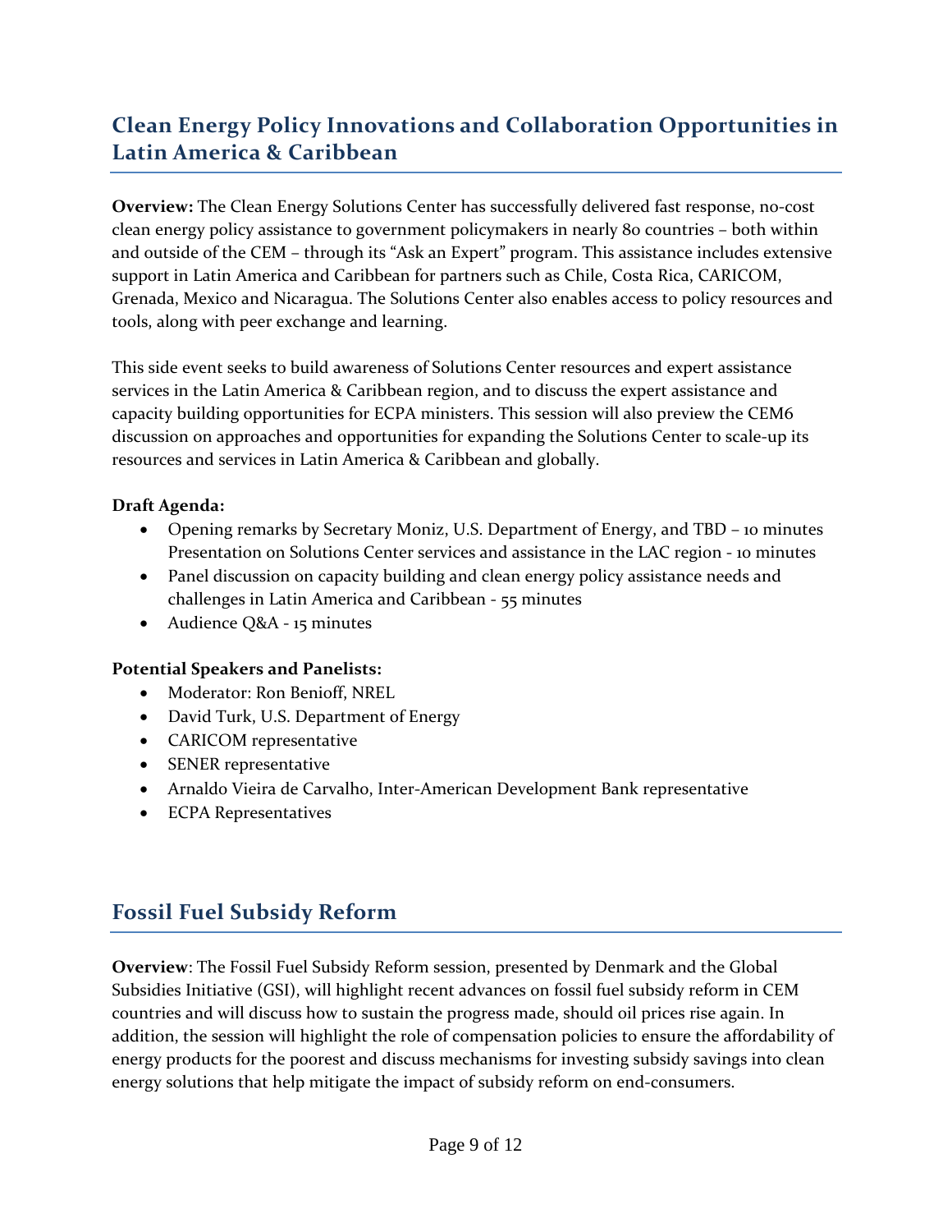## Clean Energy Policy Innovations and Collaboration Opportunities in Latin America & Caribbean

**Overview:** The Clean Energy Solutions Center has successfully delivered fast response, no-cost clean energy policy assistance to government policymakers in nearly 80 countries – both within and outside of the CEM – through its "Ask an Expert" program. This assistance includes extensive support in Latin America and Caribbean for partners such as Chile, Costa Rica, CARICOM, Grenada, Mexico and Nicaragua. The Solutions Center also enables access to policy resources and tools, along with peer exchange and learning.

This side event seeks to build awareness of Solutions Center resources and expert assistance services in the Latin America & Caribbean region, and to discuss the expert assistance and capacity building opportunities for ECPA ministers. This session will also preview the CEM6 discussion on approaches and opportunities for expanding the Solutions Center to scale-up its resources and services in Latin America & Caribbean and globally.

**Draft Agenda:**

- Opening remarks by Secretary Moniz, U.S. Department of Energy, and TBD – 10 minutes Presentation on Solutions Center services and assistance in the LAC region - 10 minutes
- Panel discussion on capacity building and clean energy policy assistance needs and challenges in Latin America and Caribbean - 55 minutes
- Audience Q&A - 15 minutes

**Potential Speakers and Panelists:**

- Moderator: Ron Benioff, NREL
- David Turk, U.S. Department of Energy
- CARICOM representative
- SENER representative
- Arnaldo Vieira de Carvalho, Inter-American Development Bank representative
- ECPA Representatives

## Fossil Fuel Subsidy Reform

**Overview**: The Fossil Fuel Subsidy Reform session, presented by Denmark and the Global Subsidies Initiative (GSI), will highlight recent advances on fossil fuel subsidy reform in CEM countries and will discuss how to sustain the progress made, should oil prices rise again. In addition, the session will highlight the role of compensation policies to ensure the affordability of energy products for the poorest and discuss mechanisms for investing subsidy savings into clean energy solutions that help mitigate the impact of subsidy reform on end-consumers.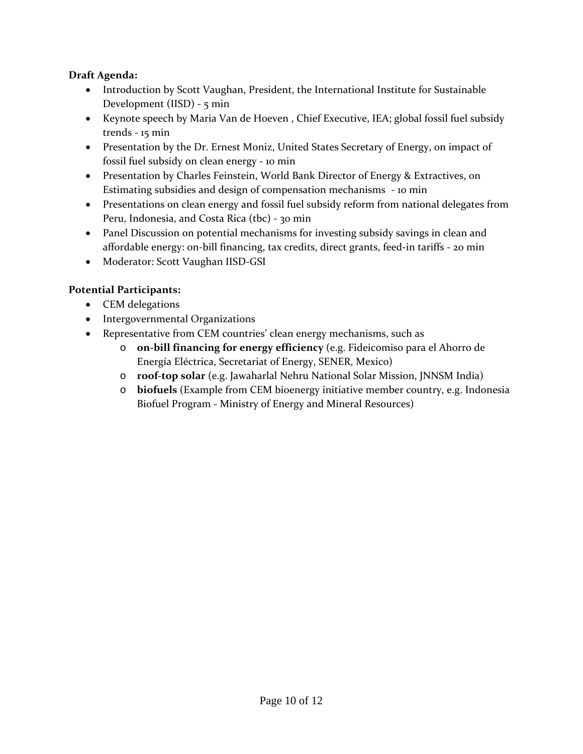**Draft Agenda:**

- Introduction by Scott Vaughan, President, the International Institute for Sustainable Development (IISD) - 5 min
- Keynote speech by Maria Van de Hoeven , Chief Executive, IEA; global fossil fuel subsidy trends - 15 min
- Presentation by the Dr. Ernest Moniz, United States Secretary of Energy, on impact of fossil fuel subsidy on clean energy - 10 min
- Presentation by Charles Feinstein, World Bank Director of Energy & Extractives, on Estimating subsidies and design of compensation mechanisms - 10 min
- Presentations on clean energy and fossil fuel subsidy reform from national delegates from Peru, Indonesia, and Costa Rica (tbc) - 30 min
- Panel Discussion on potential mechanisms for investing subsidy savings in clean and affordable energy: on-bill financing, tax credits, direct grants, feed-in tariffs - 20 min
- Moderator: Scott Vaughan IISD-GSI

**Potential Participants:**

- CEM delegations
- Intergovernmental Organizations
- Representative from CEM countries' clean energy mechanisms, such as
  - **on-bill financing for energy efficiency** (e.g. Fideicomiso para el Ahorro de Energía Eléctrica, Secretariat of Energy, SENER, Mexico)
  - **roof-top solar** (e.g. Jawaharlal Nehru National Solar Mission, JNNSM India)
  - **biofuels** (Example from CEM bioenergy initiative member country, e.g. Indonesia Biofuel Program - Ministry of Energy and Mineral Resources)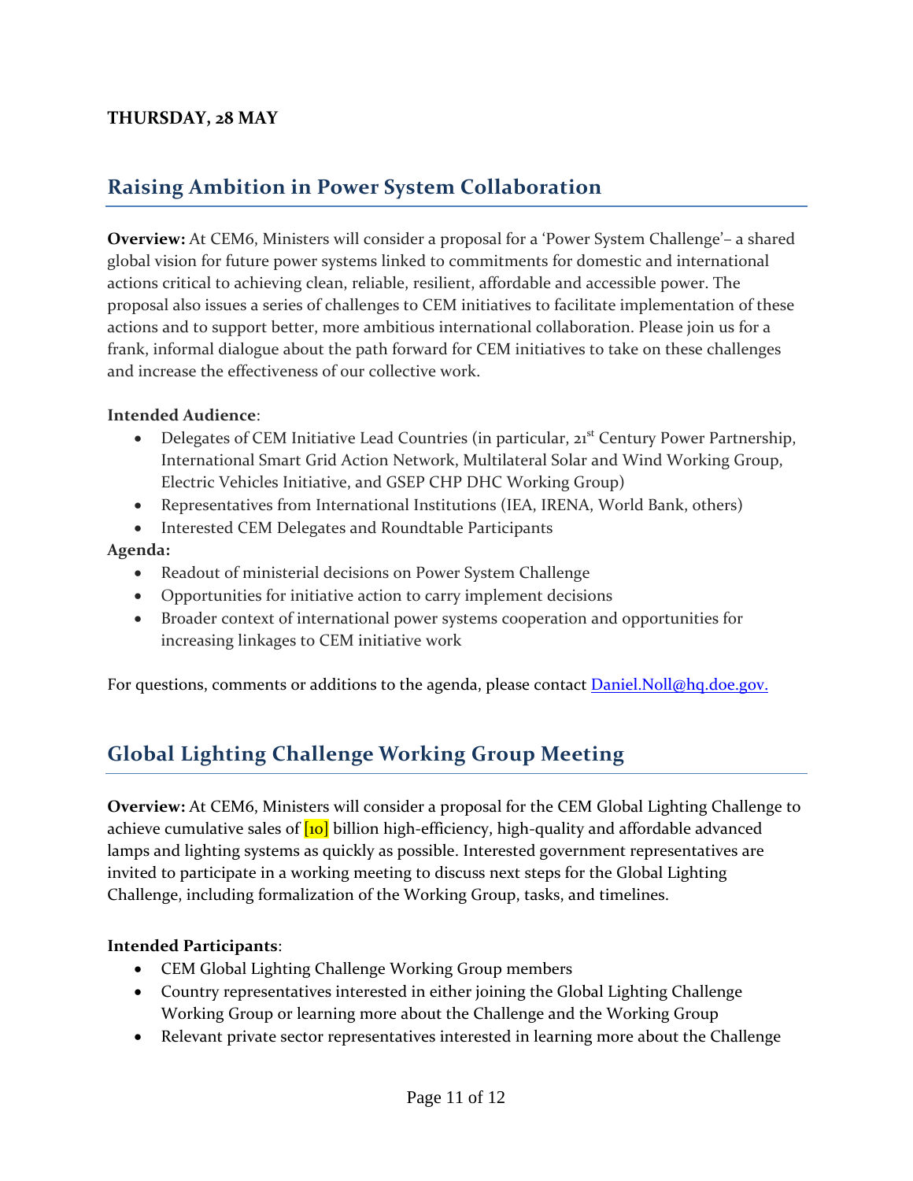**THURSDAY, 28 MAY**

## Raising Ambition in Power System Collaboration

**Overview:** At CEM6, Ministers will consider a proposal for a 'Power System Challenge'– a shared global vision for future power systems linked to commitments for domestic and international actions critical to achieving clean, reliable, resilient, affordable and accessible power. The proposal also issues a series of challenges to CEM initiatives to facilitate implementation of these actions and to support better, more ambitious international collaboration. Please join us for a frank, informal dialogue about the path forward for CEM initiatives to take on these challenges and increase the effectiveness of our collective work.

**Intended Audience**:

- Delegates of CEM Initiative Lead Countries (in particular, 21st Century Power Partnership, International Smart Grid Action Network, Multilateral Solar and Wind Working Group, Electric Vehicles Initiative, and GSEP CHP DHC Working Group)
- Representatives from International Institutions (IEA, IRENA, World Bank, others)
- Interested CEM Delegates and Roundtable Participants

**Agenda:**

- Readout of ministerial decisions on Power System Challenge
- Opportunities for initiative action to carry implement decisions
- Broader context of international power systems cooperation and opportunities for increasing linkages to CEM initiative work

For questions, comments or additions to the agenda, please contact Daniel.Noll@hq.doe.gov.

## Global Lighting Challenge Working Group Meeting

**Overview:** At CEM6, Ministers will consider a proposal for the CEM Global Lighting Challenge to achieve cumulative sales of [10] billion high-efficiency, high-quality and affordable advanced lamps and lighting systems as quickly as possible. Interested government representatives are invited to participate in a working meeting to discuss next steps for the Global Lighting Challenge, including formalization of the Working Group, tasks, and timelines.

**Intended Participants**:

- CEM Global Lighting Challenge Working Group members
- Country representatives interested in either joining the Global Lighting Challenge Working Group or learning more about the Challenge and the Working Group
- Relevant private sector representatives interested in learning more about the Challenge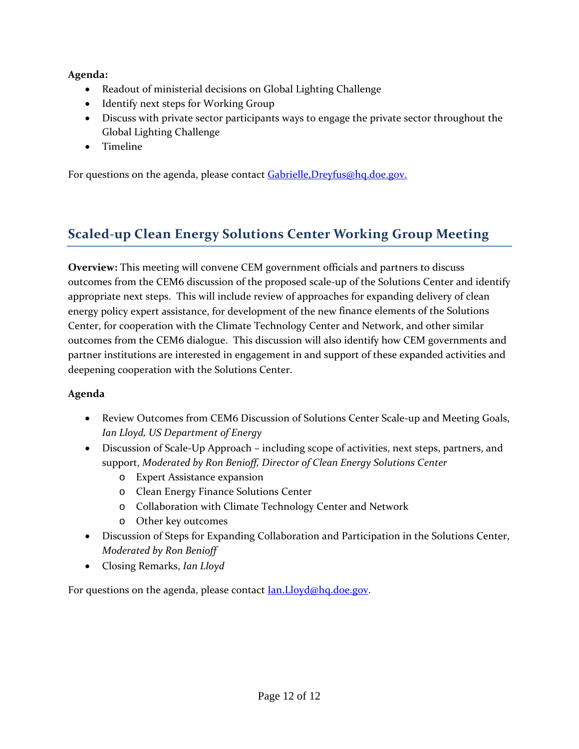**Agenda:**

- Readout of ministerial decisions on Global Lighting Challenge
- Identify next steps for Working Group
- Discuss with private sector participants ways to engage the private sector throughout the Global Lighting Challenge
- Timeline

For questions on the agenda, please contact [Gabrielle,Dreyfus@hq.doe.gov.](mailto:Gabrielle.Dreyfus@hq.doe.gov)

## Scaled-up Clean Energy Solutions Center Working Group Meeting

**Overview:** This meeting will convene CEM government officials and partners to discuss outcomes from the CEM6 discussion of the proposed scale-up of the Solutions Center and identify appropriate next steps. This will include review of approaches for expanding delivery of clean energy policy expert assistance, for development of the new finance elements of the Solutions Center, for cooperation with the Climate Technology Center and Network, and other similar outcomes from the CEM6 dialogue. This discussion will also identify how CEM governments and partner institutions are interested in engagement in and support of these expanded activities and deepening cooperation with the Solutions Center.

**Agenda**

- Review Outcomes from CEM6 Discussion of Solutions Center Scale-up and Meeting Goals, *Ian Lloyd, US Department of Energy*
- Discussion of Scale-Up Approach – including scope of activities, next steps, partners, and support, *Moderated by Ron Benioff, Director of Clean Energy Solutions Center*
  - Expert Assistance expansion
  - Clean Energy Finance Solutions Center
  - Collaboration with Climate Technology Center and Network
  - Other key outcomes
- Discussion of Steps for Expanding Collaboration and Participation in the Solutions Center, *Moderated by Ron Benioff*
- Closing Remarks, *Ian Lloyd*

For questions on the agenda, please contact [Ian.Lloyd@hq.doe.gov](mailto:Ian.Lloyd@hq.doe.gov).